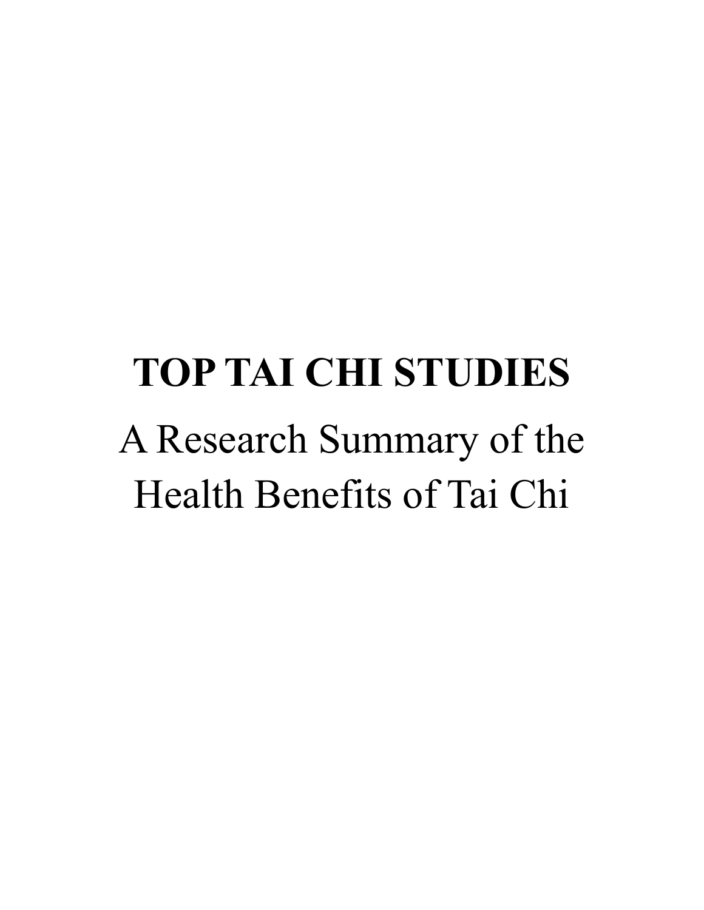# TOP TAI CHI STUDIES

A Research Summary of the Health Benefits of Tai Chi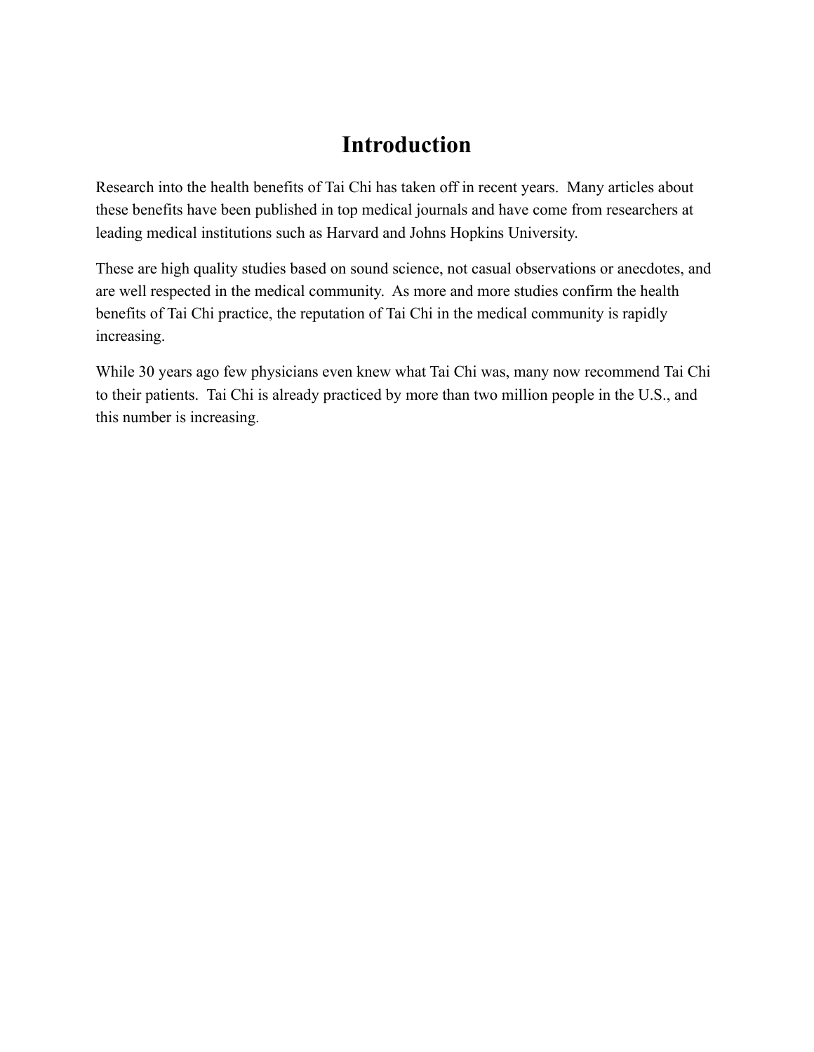# Introduction

Research into the health benefits of Tai Chi has taken off in recent years. Many articles about these benefits have been published in top medical journals and have come from researchers at leading medical institutions such as Harvard and Johns Hopkins University.

These are high quality studies based on sound science, not casual observations or anecdotes, and are well respected in the medical community. As more and more studies confirm the health benefits of Tai Chi practice, the reputation of Tai Chi in the medical community is rapidly increasing.

While 30 years ago few physicians even knew what Tai Chi was, many now recommend Tai Chi to their patients. Tai Chi is already practiced by more than two million people in the U.S., and this number is increasing.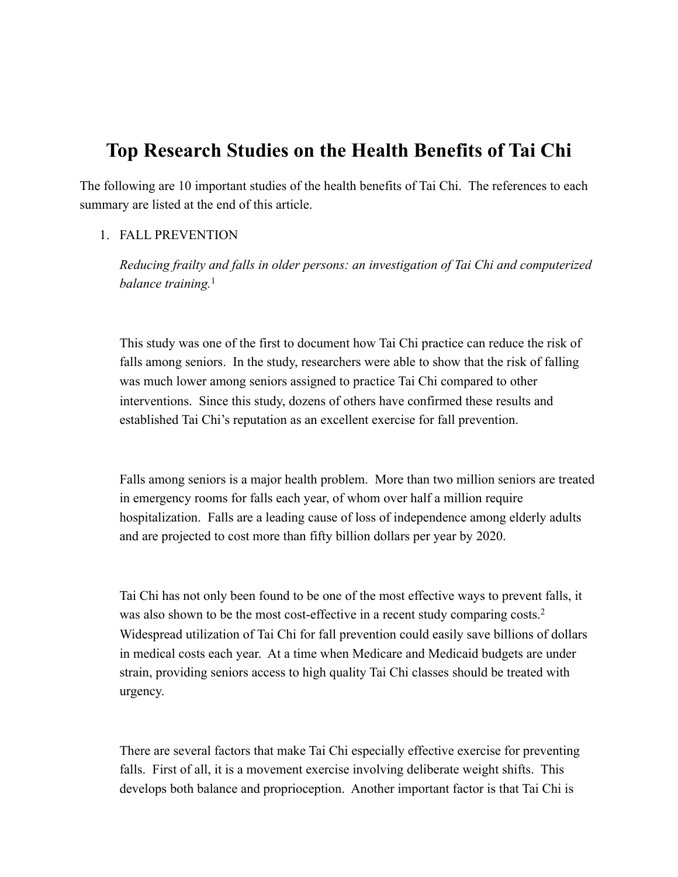# Top Research Studies on the Health Benefits of Tai Chi

The following are 10 important studies of the health benefits of Tai Chi. The references to each summary are listed at the end of this article.

1. FALL PREVENTION

   *Reducing frailty and falls in older persons: an investigation of Tai Chi and computerized balance training.*[1]

   This study was one of the first to document how Tai Chi practice can reduce the risk of falls among seniors. In the study, researchers were able to show that the risk of falling was much lower among seniors assigned to practice Tai Chi compared to other interventions. Since this study, dozens of others have confirmed these results and established Tai Chi's reputation as an excellent exercise for fall prevention.

   Falls among seniors is a major health problem. More than two million seniors are treated in emergency rooms for falls each year, of whom over half a million require hospitalization. Falls are a leading cause of loss of independence among elderly adults and are projected to cost more than fifty billion dollars per year by 2020.

   Tai Chi has not only been found to be one of the most effective ways to prevent falls, it was also shown to be the most cost-effective in a recent study comparing costs.[2] Widespread utilization of Tai Chi for fall prevention could easily save billions of dollars in medical costs each year. At a time when Medicare and Medicaid budgets are under strain, providing seniors access to high quality Tai Chi classes should be treated with urgency.

   There are several factors that make Tai Chi especially effective exercise for preventing falls. First of all, it is a movement exercise involving deliberate weight shifts. This develops both balance and proprioception. Another important factor is that Tai Chi is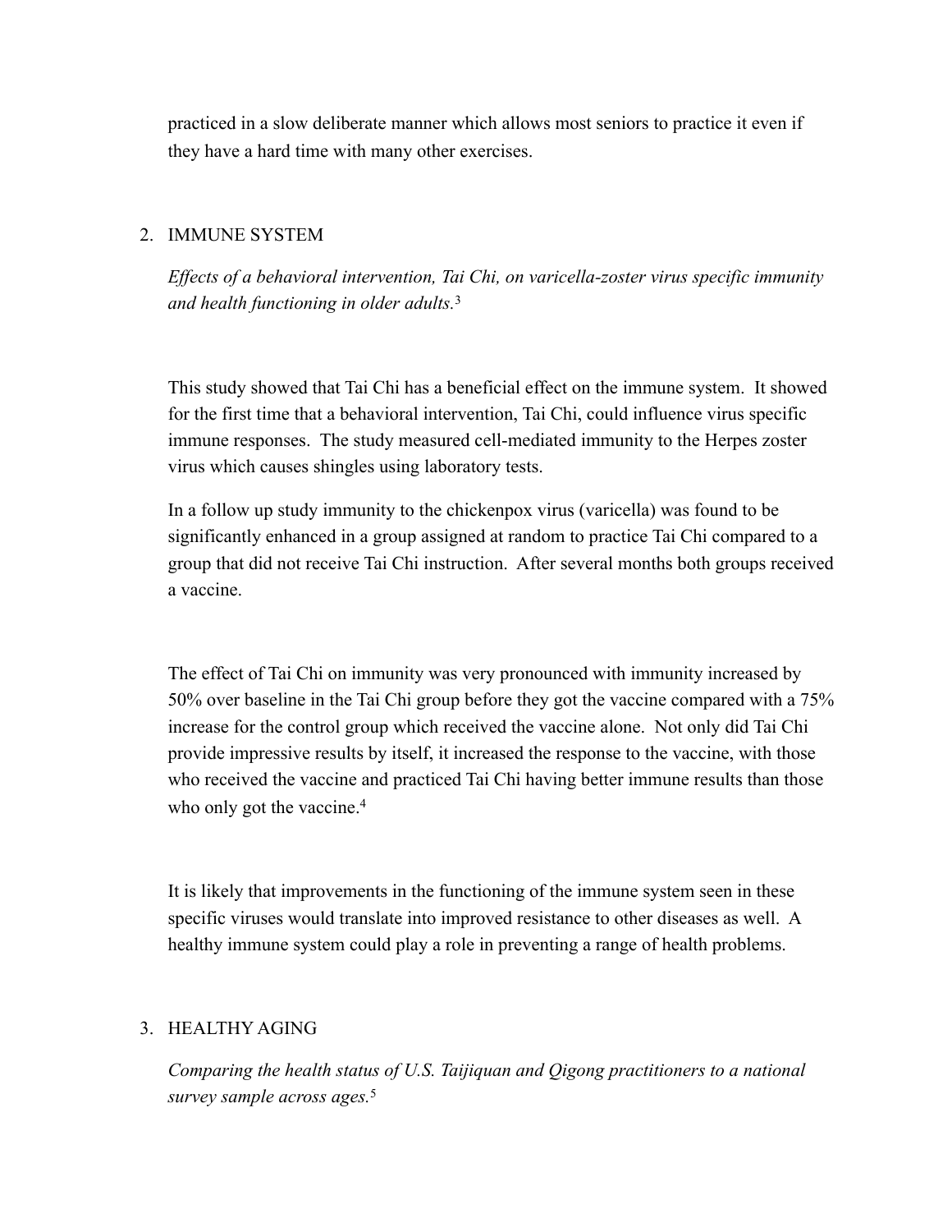practiced in a slow deliberate manner which allows most seniors to practice it even if they have a hard time with many other exercises.

2. IMMUNE SYSTEM

   *Effects of a behavioral intervention, Tai Chi, on varicella-zoster virus specific immunity and health functioning in older adults.*[3]

   This study showed that Tai Chi has a beneficial effect on the immune system. It showed for the first time that a behavioral intervention, Tai Chi, could influence virus specific immune responses. The study measured cell-mediated immunity to the Herpes zoster virus which causes shingles using laboratory tests.

   In a follow up study immunity to the chickenpox virus (varicella) was found to be significantly enhanced in a group assigned at random to practice Tai Chi compared to a group that did not receive Tai Chi instruction. After several months both groups received a vaccine.

   The effect of Tai Chi on immunity was very pronounced with immunity increased by 50% over baseline in the Tai Chi group before they got the vaccine compared with a 75% increase for the control group which received the vaccine alone. Not only did Tai Chi provide impressive results by itself, it increased the response to the vaccine, with those who received the vaccine and practiced Tai Chi having better immune results than those who only got the vaccine.[4]

   It is likely that improvements in the functioning of the immune system seen in these specific viruses would translate into improved resistance to other diseases as well. A healthy immune system could play a role in preventing a range of health problems.

3. HEALTHY AGING

   *Comparing the health status of U.S. Taijiquan and Qigong practitioners to a national survey sample across ages.*[5]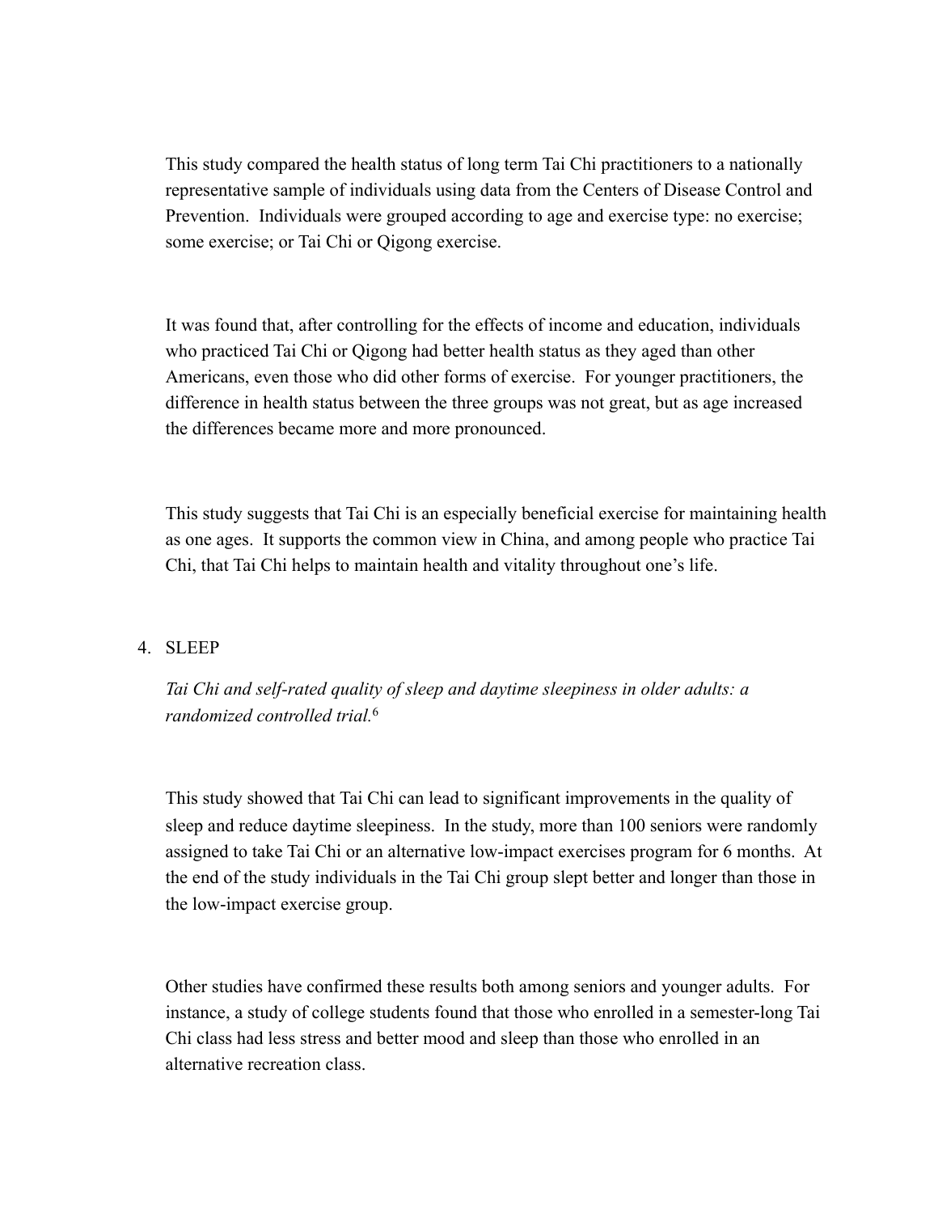This study compared the health status of long term Tai Chi practitioners to a nationally representative sample of individuals using data from the Centers of Disease Control and Prevention. Individuals were grouped according to age and exercise type: no exercise; some exercise; or Tai Chi or Qigong exercise.

It was found that, after controlling for the effects of income and education, individuals who practiced Tai Chi or Qigong had better health status as they aged than other Americans, even those who did other forms of exercise. For younger practitioners, the difference in health status between the three groups was not great, but as age increased the differences became more and more pronounced.

This study suggests that Tai Chi is an especially beneficial exercise for maintaining health as one ages. It supports the common view in China, and among people who practice Tai Chi, that Tai Chi helps to maintain health and vitality throughout one's life.

4. SLEEP

   *Tai Chi and self-rated quality of sleep and daytime sleepiness in older adults: a randomized controlled trial.*[6]

   This study showed that Tai Chi can lead to significant improvements in the quality of sleep and reduce daytime sleepiness. In the study, more than 100 seniors were randomly assigned to take Tai Chi or an alternative low-impact exercises program for 6 months. At the end of the study individuals in the Tai Chi group slept better and longer than those in the low-impact exercise group.

   Other studies have confirmed these results both among seniors and younger adults. For instance, a study of college students found that those who enrolled in a semester-long Tai Chi class had less stress and better mood and sleep than those who enrolled in an alternative recreation class.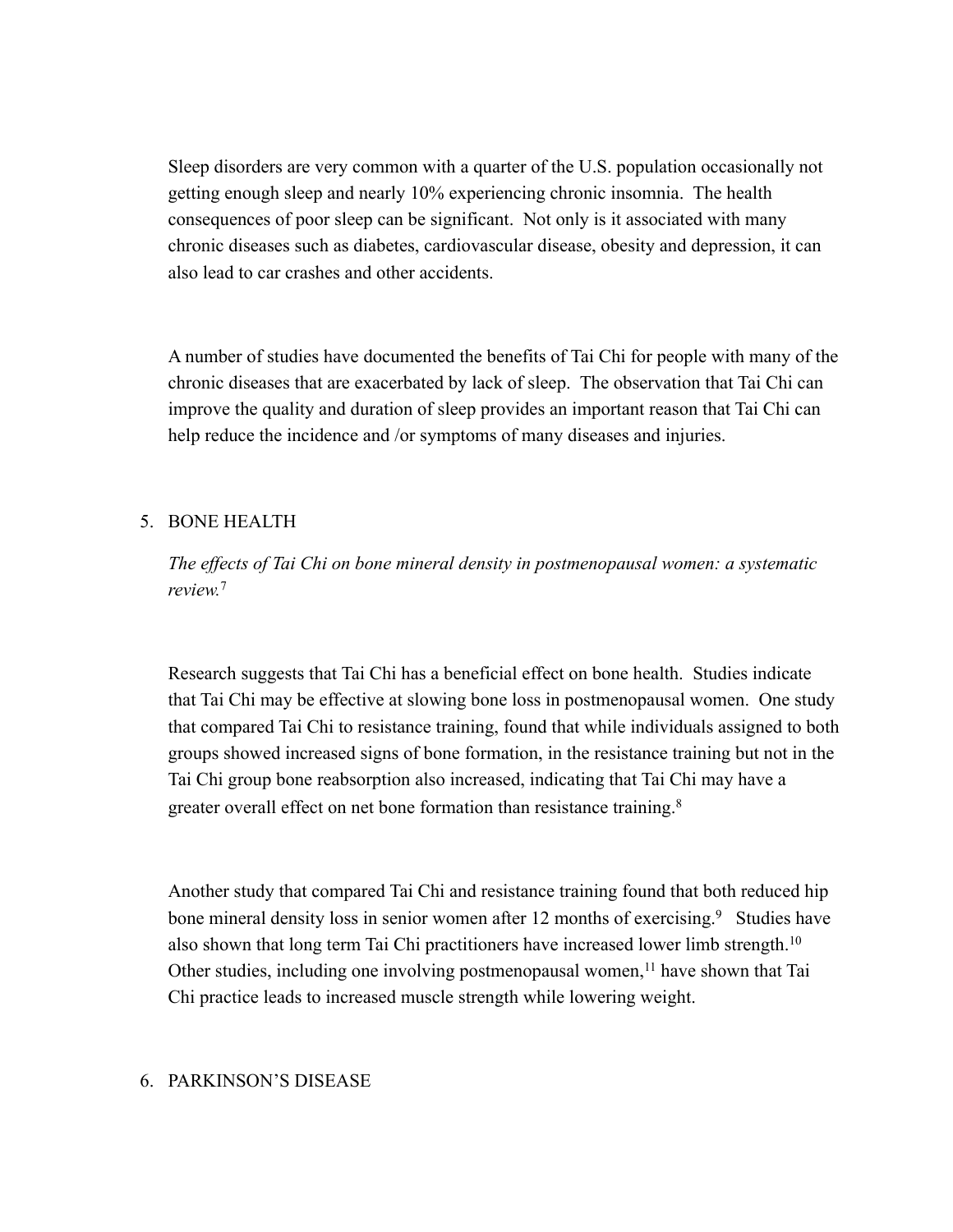Sleep disorders are very common with a quarter of the U.S. population occasionally not getting enough sleep and nearly 10% experiencing chronic insomnia. The health consequences of poor sleep can be significant. Not only is it associated with many chronic diseases such as diabetes, cardiovascular disease, obesity and depression, it can also lead to car crashes and other accidents.

A number of studies have documented the benefits of Tai Chi for people with many of the chronic diseases that are exacerbated by lack of sleep. The observation that Tai Chi can improve the quality and duration of sleep provides an important reason that Tai Chi can help reduce the incidence and /or symptoms of many diseases and injuries.

## 5. BONE HEALTH

*The effects of Tai Chi on bone mineral density in postmenopausal women: a systematic review.*[7]

Research suggests that Tai Chi has a beneficial effect on bone health. Studies indicate that Tai Chi may be effective at slowing bone loss in postmenopausal women. One study that compared Tai Chi to resistance training, found that while individuals assigned to both groups showed increased signs of bone formation, in the resistance training but not in the Tai Chi group bone reabsorption also increased, indicating that Tai Chi may have a greater overall effect on net bone formation than resistance training.[8]

Another study that compared Tai Chi and resistance training found that both reduced hip bone mineral density loss in senior women after 12 months of exercising.[9] Studies have also shown that long term Tai Chi practitioners have increased lower limb strength.[10] Other studies, including one involving postmenopausal women,[11] have shown that Tai Chi practice leads to increased muscle strength while lowering weight.

## 6. PARKINSON'S DISEASE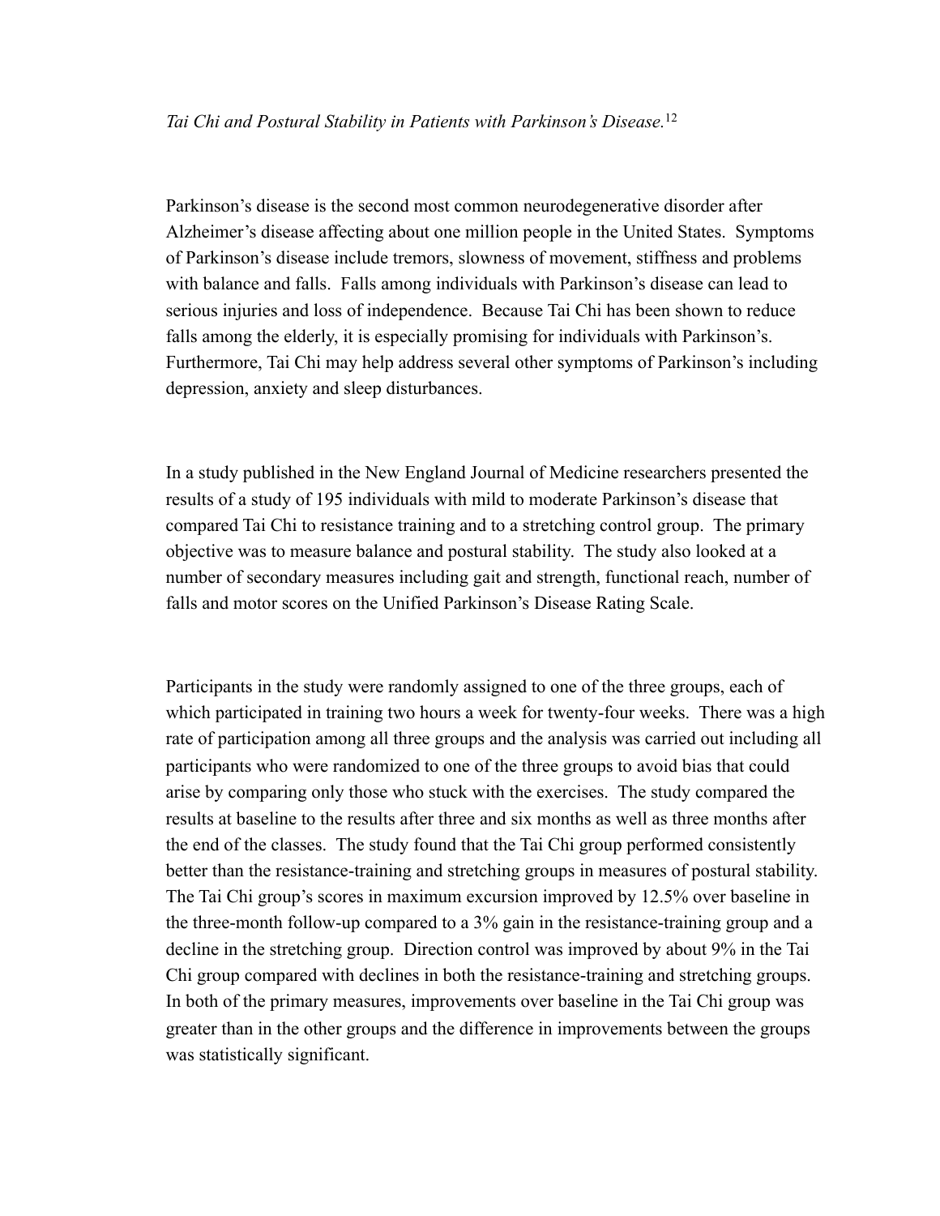*Tai Chi and Postural Stability in Patients with Parkinson's Disease.*[12]

Parkinson's disease is the second most common neurodegenerative disorder after Alzheimer's disease affecting about one million people in the United States. Symptoms of Parkinson's disease include tremors, slowness of movement, stiffness and problems with balance and falls. Falls among individuals with Parkinson's disease can lead to serious injuries and loss of independence. Because Tai Chi has been shown to reduce falls among the elderly, it is especially promising for individuals with Parkinson's. Furthermore, Tai Chi may help address several other symptoms of Parkinson's including depression, anxiety and sleep disturbances.

In a study published in the New England Journal of Medicine researchers presented the results of a study of 195 individuals with mild to moderate Parkinson's disease that compared Tai Chi to resistance training and to a stretching control group. The primary objective was to measure balance and postural stability. The study also looked at a number of secondary measures including gait and strength, functional reach, number of falls and motor scores on the Unified Parkinson's Disease Rating Scale.

Participants in the study were randomly assigned to one of the three groups, each of which participated in training two hours a week for twenty-four weeks. There was a high rate of participation among all three groups and the analysis was carried out including all participants who were randomized to one of the three groups to avoid bias that could arise by comparing only those who stuck with the exercises. The study compared the results at baseline to the results after three and six months as well as three months after the end of the classes. The study found that the Tai Chi group performed consistently better than the resistance-training and stretching groups in measures of postural stability. The Tai Chi group's scores in maximum excursion improved by 12.5% over baseline in the three-month follow-up compared to a 3% gain in the resistance-training group and a decline in the stretching group. Direction control was improved by about 9% in the Tai Chi group compared with declines in both the resistance-training and stretching groups. In both of the primary measures, improvements over baseline in the Tai Chi group was greater than in the other groups and the difference in improvements between the groups was statistically significant.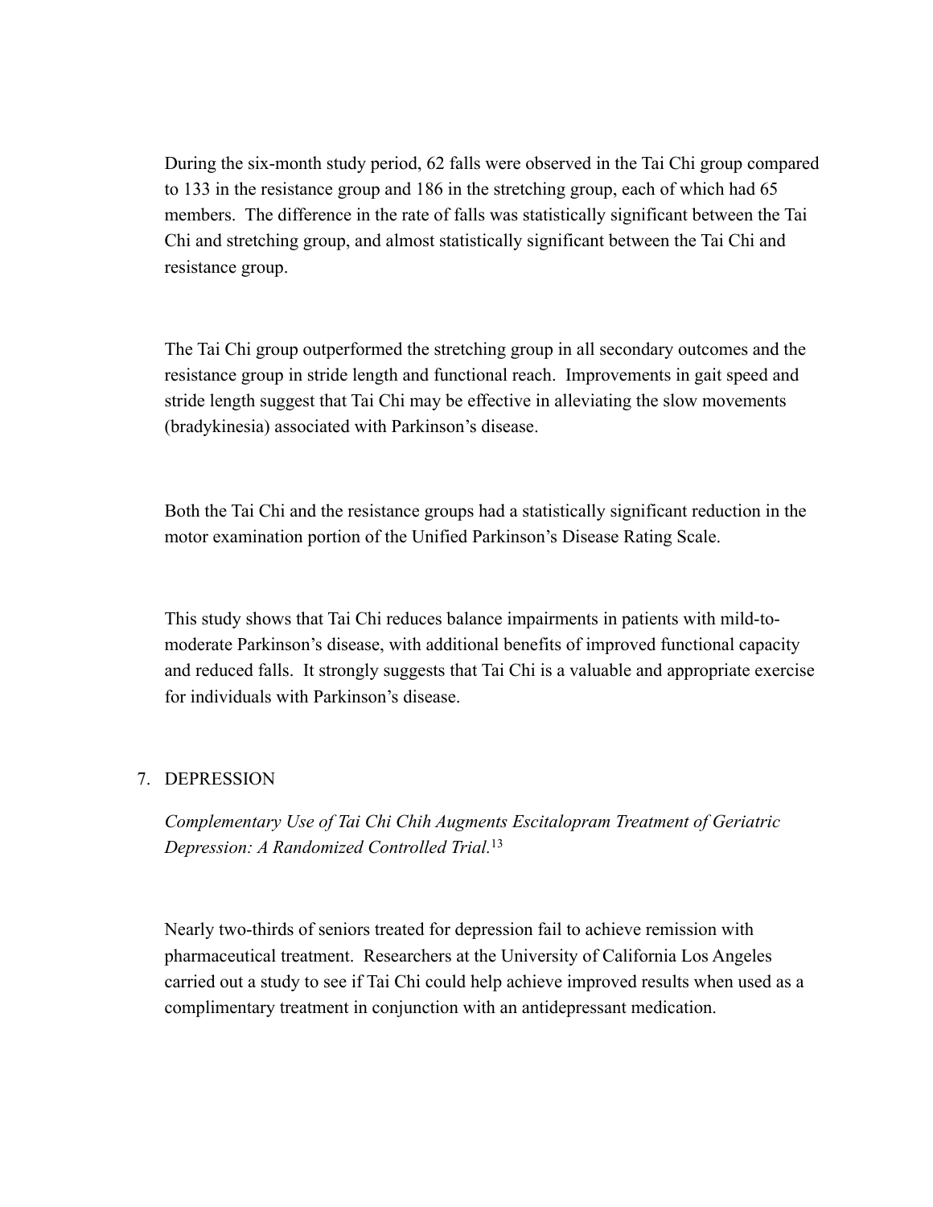During the six-month study period, 62 falls were observed in the Tai Chi group compared to 133 in the resistance group and 186 in the stretching group, each of which had 65 members. The difference in the rate of falls was statistically significant between the Tai Chi and stretching group, and almost statistically significant between the Tai Chi and resistance group.

The Tai Chi group outperformed the stretching group in all secondary outcomes and the resistance group in stride length and functional reach. Improvements in gait speed and stride length suggest that Tai Chi may be effective in alleviating the slow movements (bradykinesia) associated with Parkinson's disease.

Both the Tai Chi and the resistance groups had a statistically significant reduction in the motor examination portion of the Unified Parkinson's Disease Rating Scale.

This study shows that Tai Chi reduces balance impairments in patients with mild-to-moderate Parkinson's disease, with additional benefits of improved functional capacity and reduced falls. It strongly suggests that Tai Chi is a valuable and appropriate exercise for individuals with Parkinson's disease.

7. DEPRESSION

*Complementary Use of Tai Chi Chih Augments Escitalopram Treatment of Geriatric Depression: A Randomized Controlled Trial.*[13]

Nearly two-thirds of seniors treated for depression fail to achieve remission with pharmaceutical treatment. Researchers at the University of California Los Angeles carried out a study to see if Tai Chi could help achieve improved results when used as a complimentary treatment in conjunction with an antidepressant medication.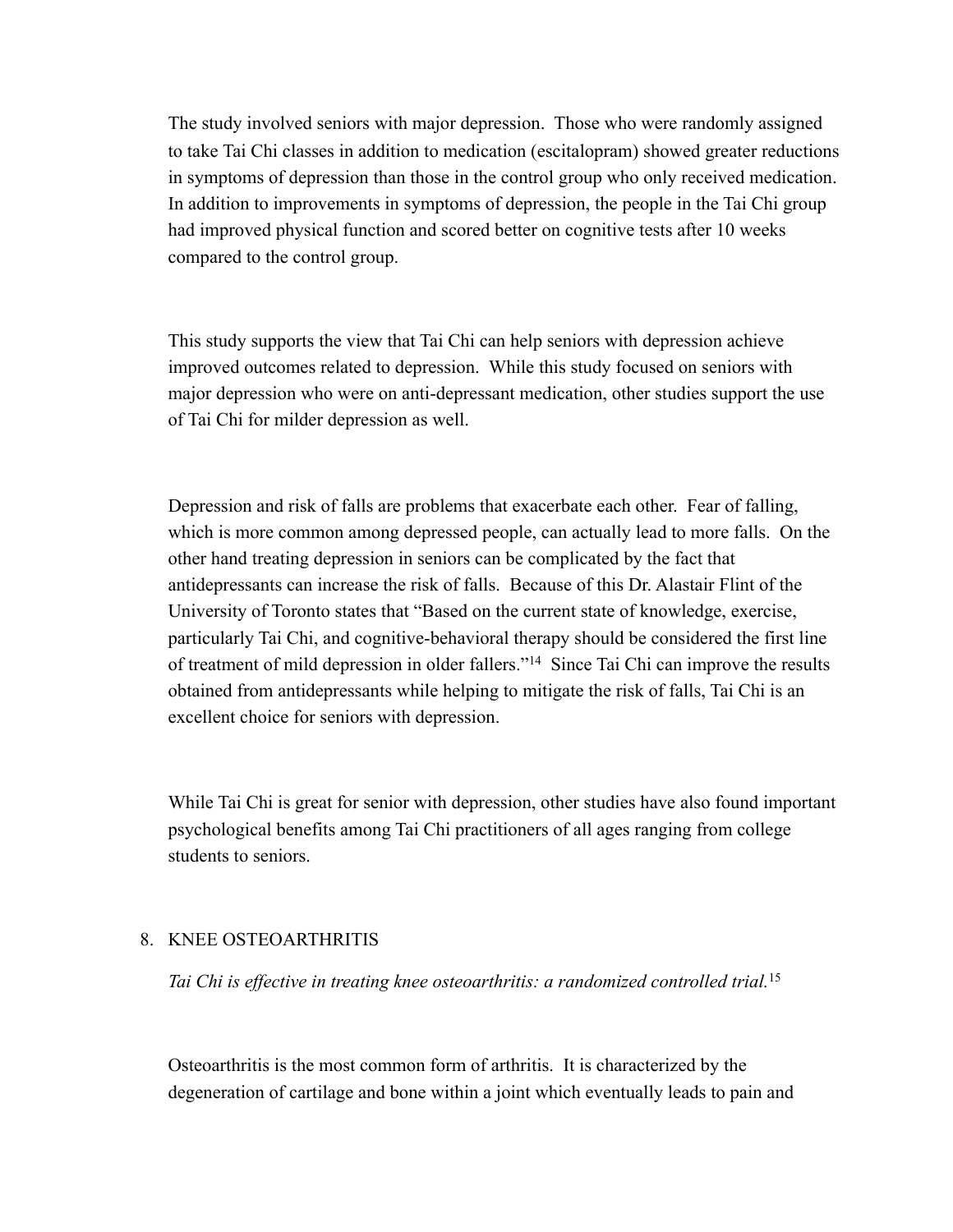The study involved seniors with major depression. Those who were randomly assigned to take Tai Chi classes in addition to medication (escitalopram) showed greater reductions in symptoms of depression than those in the control group who only received medication. In addition to improvements in symptoms of depression, the people in the Tai Chi group had improved physical function and scored better on cognitive tests after 10 weeks compared to the control group.

This study supports the view that Tai Chi can help seniors with depression achieve improved outcomes related to depression. While this study focused on seniors with major depression who were on anti-depressant medication, other studies support the use of Tai Chi for milder depression as well.

Depression and risk of falls are problems that exacerbate each other. Fear of falling, which is more common among depressed people, can actually lead to more falls. On the other hand treating depression in seniors can be complicated by the fact that antidepressants can increase the risk of falls. Because of this Dr. Alastair Flint of the University of Toronto states that "Based on the current state of knowledge, exercise, particularly Tai Chi, and cognitive-behavioral therapy should be considered the first line of treatment of mild depression in older fallers."[14] Since Tai Chi can improve the results obtained from antidepressants while helping to mitigate the risk of falls, Tai Chi is an excellent choice for seniors with depression.

While Tai Chi is great for senior with depression, other studies have also found important psychological benefits among Tai Chi practitioners of all ages ranging from college students to seniors.

## 8. KNEE OSTEOARTHRITIS

*Tai Chi is effective in treating knee osteoarthritis: a randomized controlled trial.*[15]

Osteoarthritis is the most common form of arthritis. It is characterized by the degeneration of cartilage and bone within a joint which eventually leads to pain and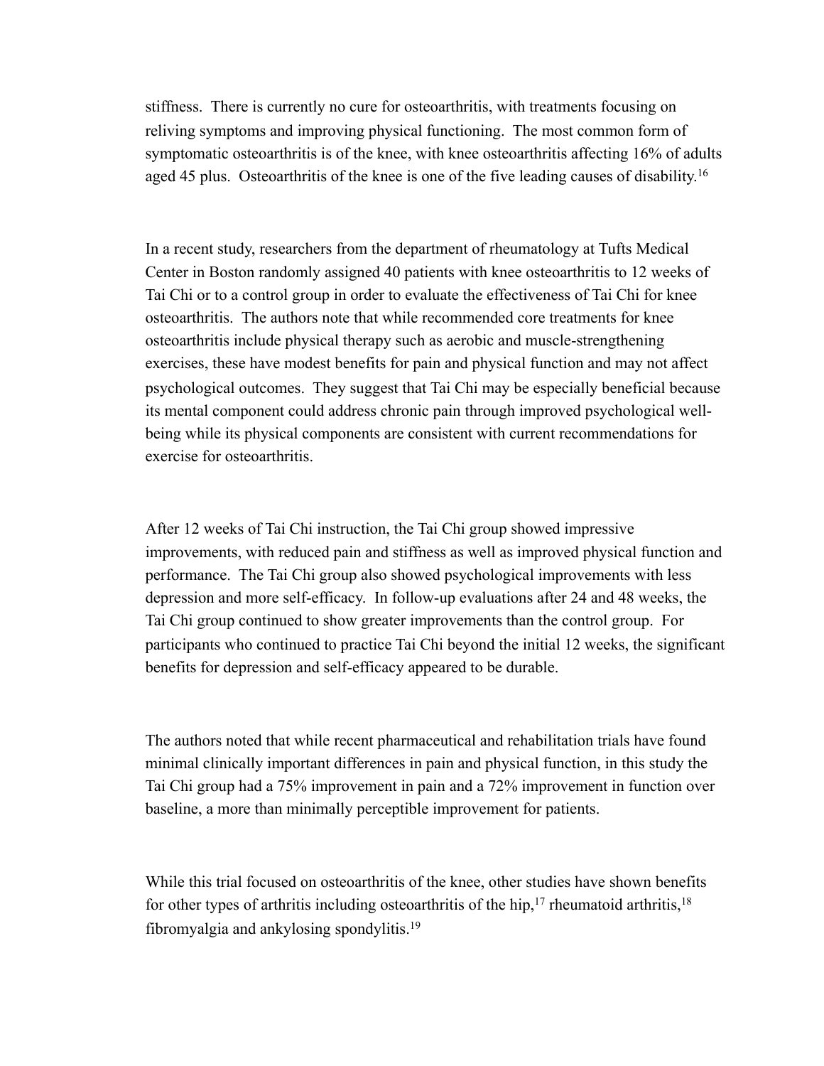stiffness.  There is currently no cure for osteoarthritis, with treatments focusing on reliving symptoms and improving physical functioning.  The most common form of symptomatic osteoarthritis is of the knee, with knee osteoarthritis affecting 16% of adults aged 45 plus.  Osteoarthritis of the knee is one of the five leading causes of disability.[16]

In a recent study, researchers from the department of rheumatology at Tufts Medical Center in Boston randomly assigned 40 patients with knee osteoarthritis to 12 weeks of Tai Chi or to a control group in order to evaluate the effectiveness of Tai Chi for knee osteoarthritis.  The authors note that while recommended core treatments for knee osteoarthritis include physical therapy such as aerobic and muscle-strengthening exercises, these have modest benefits for pain and physical function and may not affect psychological outcomes.  They suggest that Tai Chi may be especially beneficial because its mental component could address chronic pain through improved psychological well-being while its physical components are consistent with current recommendations for exercise for osteoarthritis.

After 12 weeks of Tai Chi instruction, the Tai Chi group showed impressive improvements, with reduced pain and stiffness as well as improved physical function and performance.  The Tai Chi group also showed psychological improvements with less depression and more self-efficacy.  In follow-up evaluations after 24 and 48 weeks, the Tai Chi group continued to show greater improvements than the control group.  For participants who continued to practice Tai Chi beyond the initial 12 weeks, the significant benefits for depression and self-efficacy appeared to be durable.

The authors noted that while recent pharmaceutical and rehabilitation trials have found minimal clinically important differences in pain and physical function, in this study the Tai Chi group had a 75% improvement in pain and a 72% improvement in function over baseline, a more than minimally perceptible improvement for patients.

While this trial focused on osteoarthritis of the knee, other studies have shown benefits for other types of arthritis including osteoarthritis of the hip,[17] rheumatoid arthritis,[18] fibromyalgia and ankylosing spondylitis.[19]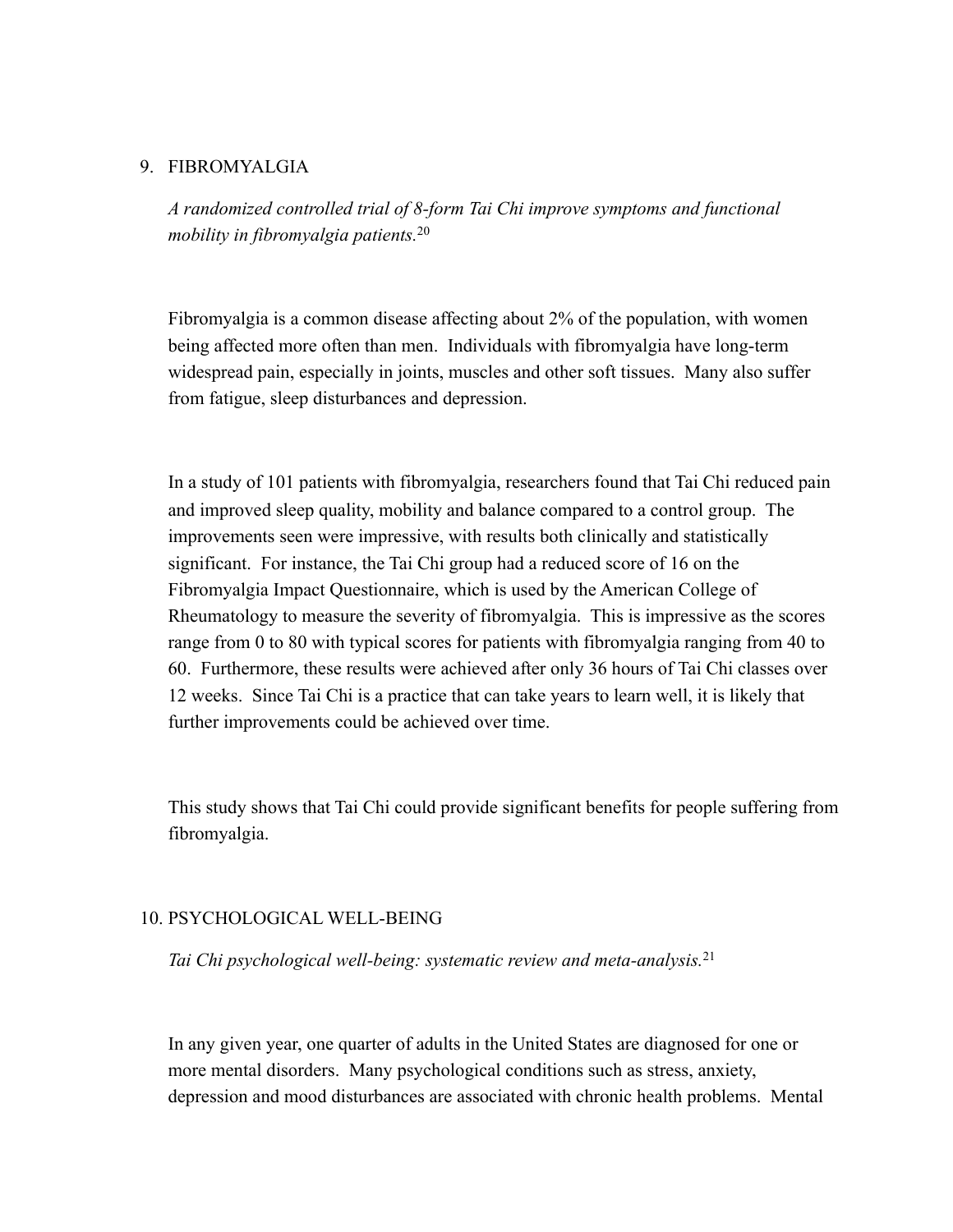## 9. FIBROMYALGIA

*A randomized controlled trial of 8-form Tai Chi improve symptoms and functional mobility in fibromyalgia patients.*[20]

Fibromyalgia is a common disease affecting about 2% of the population, with women being affected more often than men. Individuals with fibromyalgia have long-term widespread pain, especially in joints, muscles and other soft tissues. Many also suffer from fatigue, sleep disturbances and depression.

In a study of 101 patients with fibromyalgia, researchers found that Tai Chi reduced pain and improved sleep quality, mobility and balance compared to a control group. The improvements seen were impressive, with results both clinically and statistically significant. For instance, the Tai Chi group had a reduced score of 16 on the Fibromyalgia Impact Questionnaire, which is used by the American College of Rheumatology to measure the severity of fibromyalgia. This is impressive as the scores range from 0 to 80 with typical scores for patients with fibromyalgia ranging from 40 to 60. Furthermore, these results were achieved after only 36 hours of Tai Chi classes over 12 weeks. Since Tai Chi is a practice that can take years to learn well, it is likely that further improvements could be achieved over time.

This study shows that Tai Chi could provide significant benefits for people suffering from fibromyalgia.

## 10. PSYCHOLOGICAL WELL-BEING

*Tai Chi psychological well-being: systematic review and meta-analysis.*[21]

In any given year, one quarter of adults in the United States are diagnosed for one or more mental disorders. Many psychological conditions such as stress, anxiety, depression and mood disturbances are associated with chronic health problems. Mental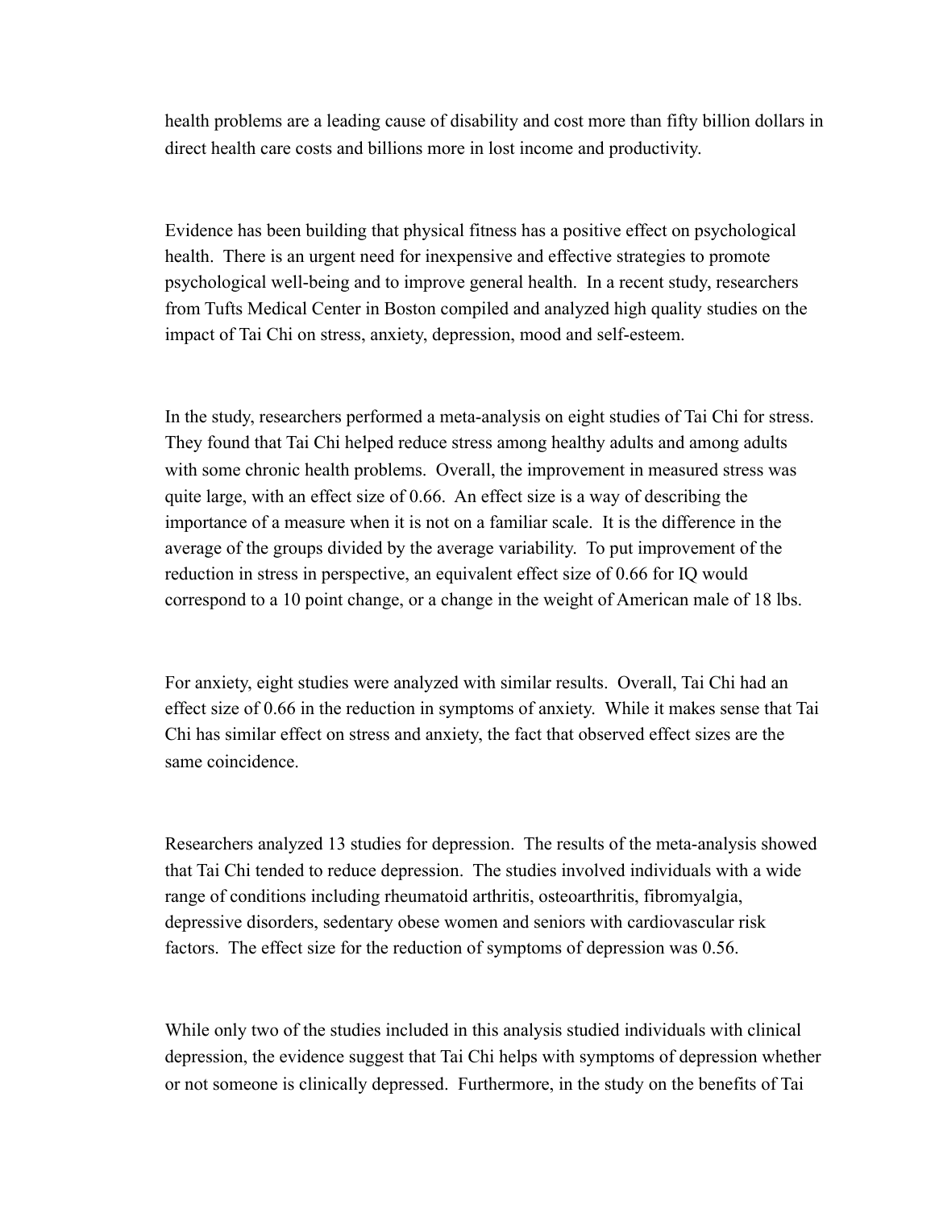health problems are a leading cause of disability and cost more than fifty billion dollars in direct health care costs and billions more in lost income and productivity.

Evidence has been building that physical fitness has a positive effect on psychological health. There is an urgent need for inexpensive and effective strategies to promote psychological well-being and to improve general health. In a recent study, researchers from Tufts Medical Center in Boston compiled and analyzed high quality studies on the impact of Tai Chi on stress, anxiety, depression, mood and self-esteem.

In the study, researchers performed a meta-analysis on eight studies of Tai Chi for stress. They found that Tai Chi helped reduce stress among healthy adults and among adults with some chronic health problems. Overall, the improvement in measured stress was quite large, with an effect size of 0.66. An effect size is a way of describing the importance of a measure when it is not on a familiar scale. It is the difference in the average of the groups divided by the average variability. To put improvement of the reduction in stress in perspective, an equivalent effect size of 0.66 for IQ would correspond to a 10 point change, or a change in the weight of American male of 18 lbs.

For anxiety, eight studies were analyzed with similar results. Overall, Tai Chi had an effect size of 0.66 in the reduction in symptoms of anxiety. While it makes sense that Tai Chi has similar effect on stress and anxiety, the fact that observed effect sizes are the same coincidence.

Researchers analyzed 13 studies for depression. The results of the meta-analysis showed that Tai Chi tended to reduce depression. The studies involved individuals with a wide range of conditions including rheumatoid arthritis, osteoarthritis, fibromyalgia, depressive disorders, sedentary obese women and seniors with cardiovascular risk factors. The effect size for the reduction of symptoms of depression was 0.56.

While only two of the studies included in this analysis studied individuals with clinical depression, the evidence suggest that Tai Chi helps with symptoms of depression whether or not someone is clinically depressed. Furthermore, in the study on the benefits of Tai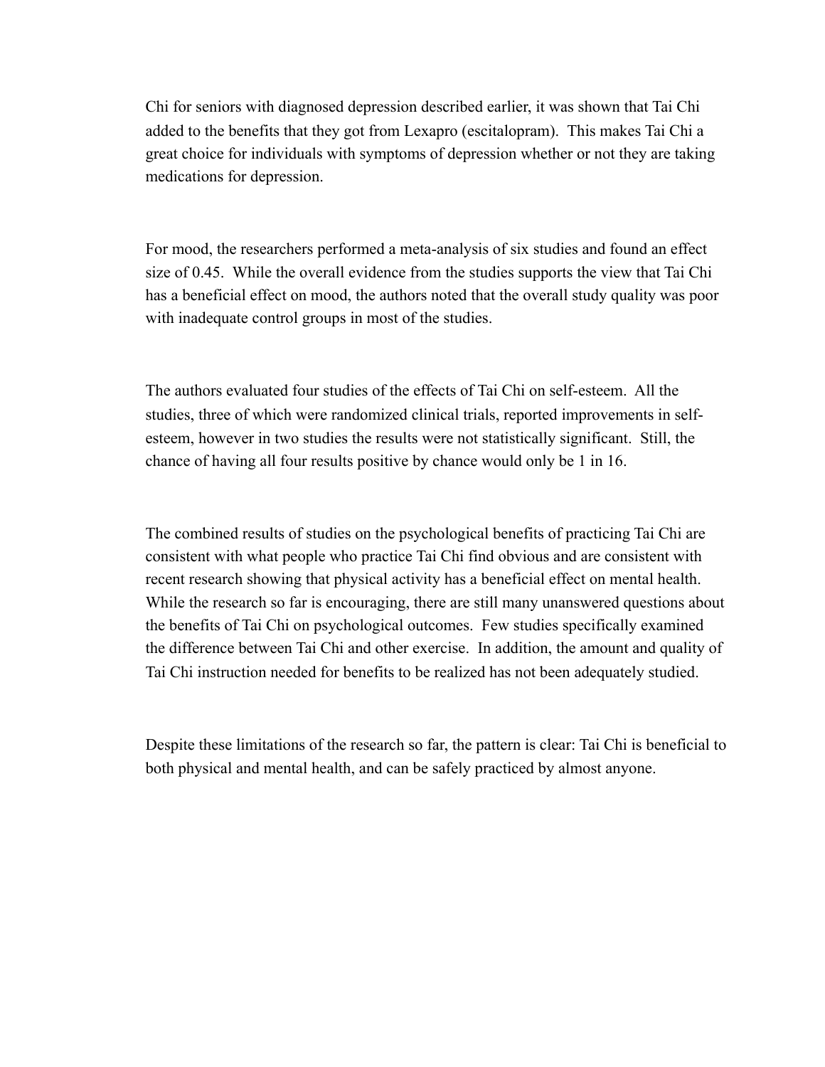Chi for seniors with diagnosed depression described earlier, it was shown that Tai Chi added to the benefits that they got from Lexapro (escitalopram). This makes Tai Chi a great choice for individuals with symptoms of depression whether or not they are taking medications for depression.

For mood, the researchers performed a meta-analysis of six studies and found an effect size of 0.45. While the overall evidence from the studies supports the view that Tai Chi has a beneficial effect on mood, the authors noted that the overall study quality was poor with inadequate control groups in most of the studies.

The authors evaluated four studies of the effects of Tai Chi on self-esteem. All the studies, three of which were randomized clinical trials, reported improvements in self-esteem, however in two studies the results were not statistically significant. Still, the chance of having all four results positive by chance would only be 1 in 16.

The combined results of studies on the psychological benefits of practicing Tai Chi are consistent with what people who practice Tai Chi find obvious and are consistent with recent research showing that physical activity has a beneficial effect on mental health. While the research so far is encouraging, there are still many unanswered questions about the benefits of Tai Chi on psychological outcomes. Few studies specifically examined the difference between Tai Chi and other exercise. In addition, the amount and quality of Tai Chi instruction needed for benefits to be realized has not been adequately studied.

Despite these limitations of the research so far, the pattern is clear: Tai Chi is beneficial to both physical and mental health, and can be safely practiced by almost anyone.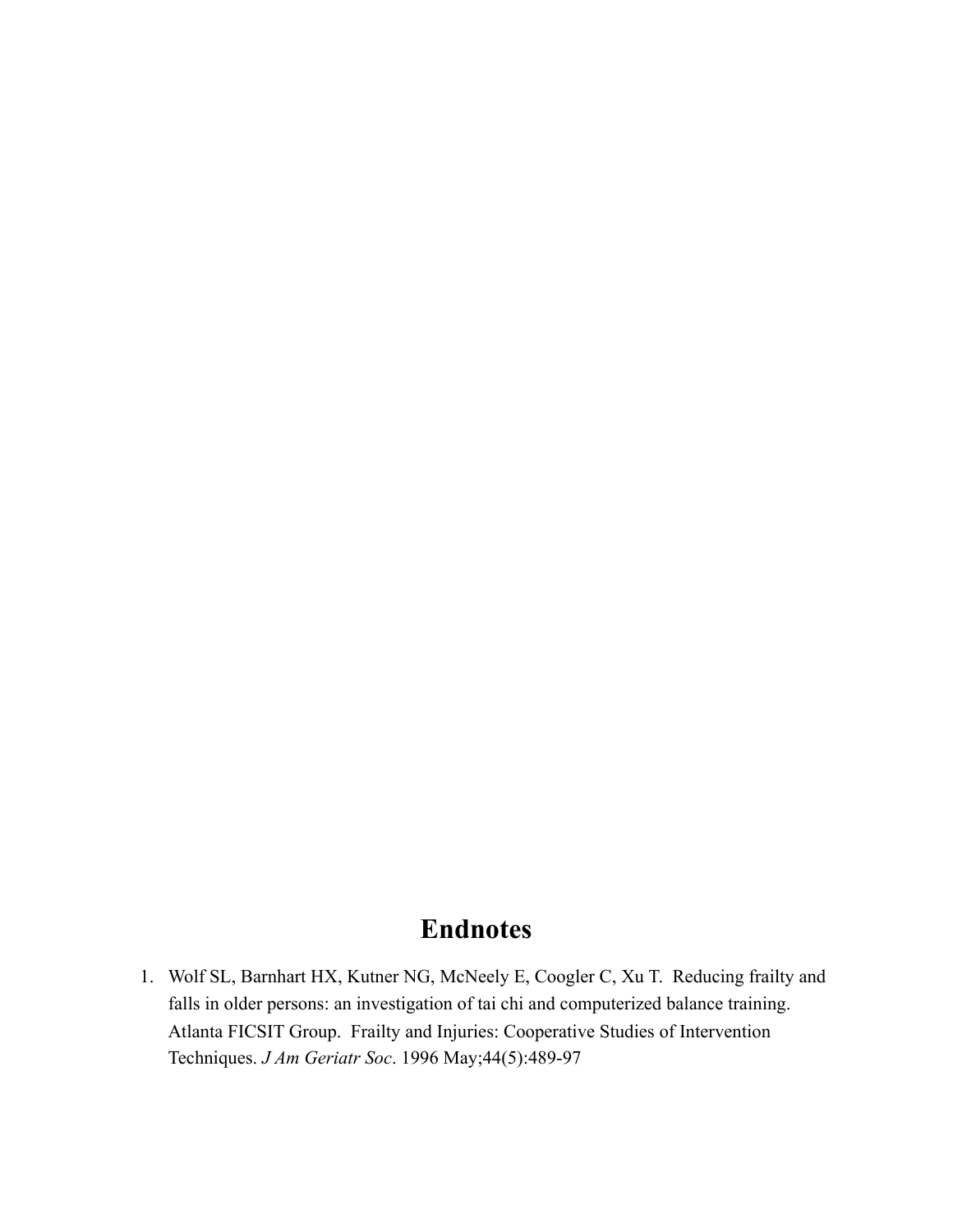# Endnotes

1. Wolf SL, Barnhart HX, Kutner NG, McNeely E, Coogler C, Xu T. Reducing frailty and falls in older persons: an investigation of tai chi and computerized balance training. Atlanta FICSIT Group. Frailty and Injuries: Cooperative Studies of Intervention Techniques. *J Am Geriatr Soc*. 1996 May;44(5):489-97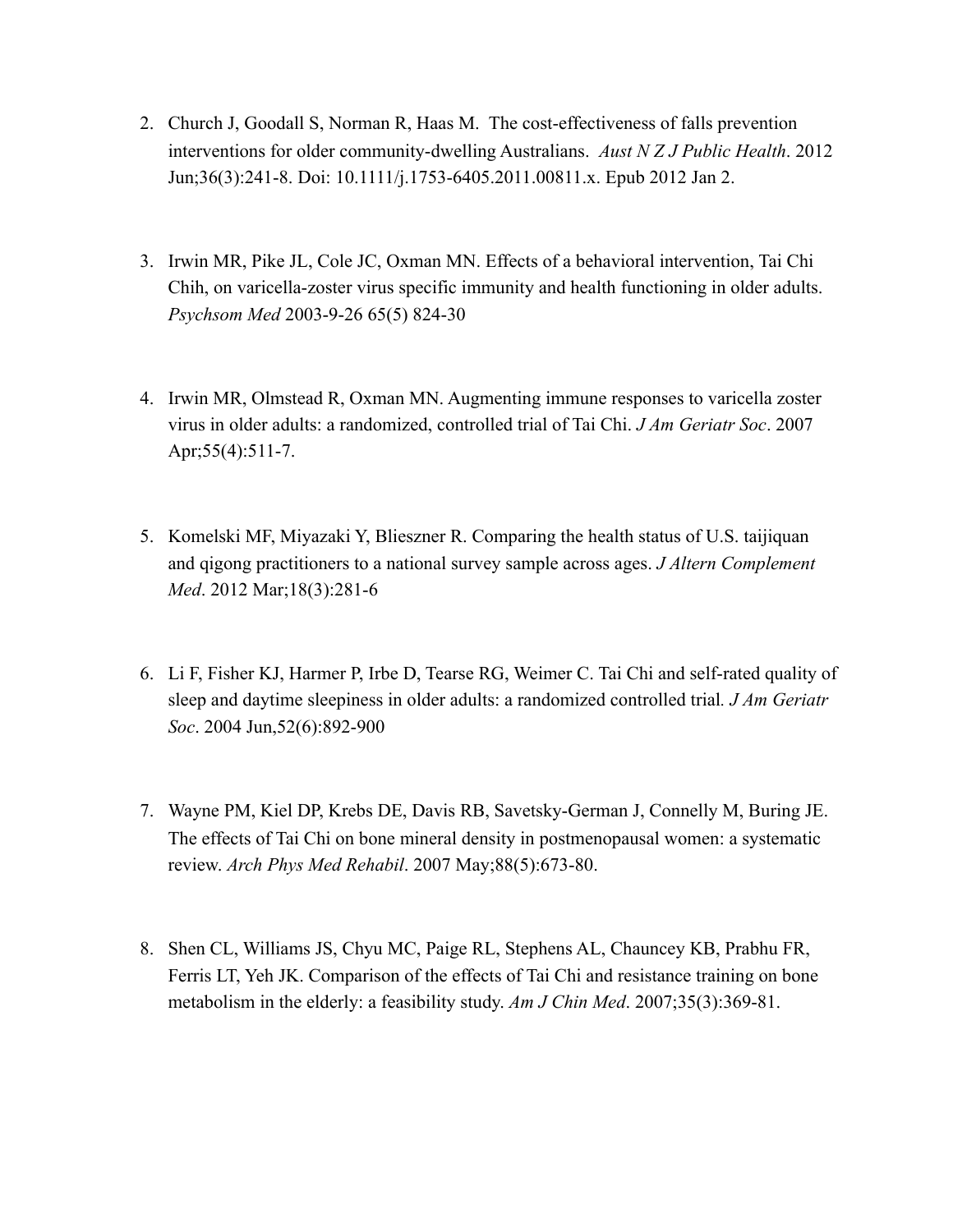2. Church J, Goodall S, Norman R, Haas M. The cost-effectiveness of falls prevention interventions for older community-dwelling Australians. *Aust N Z J Public Health*. 2012 Jun;36(3):241-8. Doi: 10.1111/j.1753-6405.2011.00811.x. Epub 2012 Jan 2.

3. Irwin MR, Pike JL, Cole JC, Oxman MN. Effects of a behavioral intervention, Tai Chi Chih, on varicella-zoster virus specific immunity and health functioning in older adults. *Psychsom Med* 2003-9-26 65(5) 824-30

4. Irwin MR, Olmstead R, Oxman MN. Augmenting immune responses to varicella zoster virus in older adults: a randomized, controlled trial of Tai Chi. *J Am Geriatr Soc*. 2007 Apr;55(4):511-7.

5. Komelski MF, Miyazaki Y, Blieszner R. Comparing the health status of U.S. taijiquan and qigong practitioners to a national survey sample across ages. *J Altern Complement Med*. 2012 Mar;18(3):281-6

6. Li F, Fisher KJ, Harmer P, Irbe D, Tearse RG, Weimer C. Tai Chi and self-rated quality of sleep and daytime sleepiness in older adults: a randomized controlled trial*. J Am Geriatr Soc*. 2004 Jun,52(6):892-900

7. Wayne PM, Kiel DP, Krebs DE, Davis RB, Savetsky-German J, Connelly M, Buring JE. The effects of Tai Chi on bone mineral density in postmenopausal women: a systematic review. *Arch Phys Med Rehabil*. 2007 May;88(5):673-80.

8. Shen CL, Williams JS, Chyu MC, Paige RL, Stephens AL, Chauncey KB, Prabhu FR, Ferris LT, Yeh JK. Comparison of the effects of Tai Chi and resistance training on bone metabolism in the elderly: a feasibility study. *Am J Chin Med*. 2007;35(3):369-81.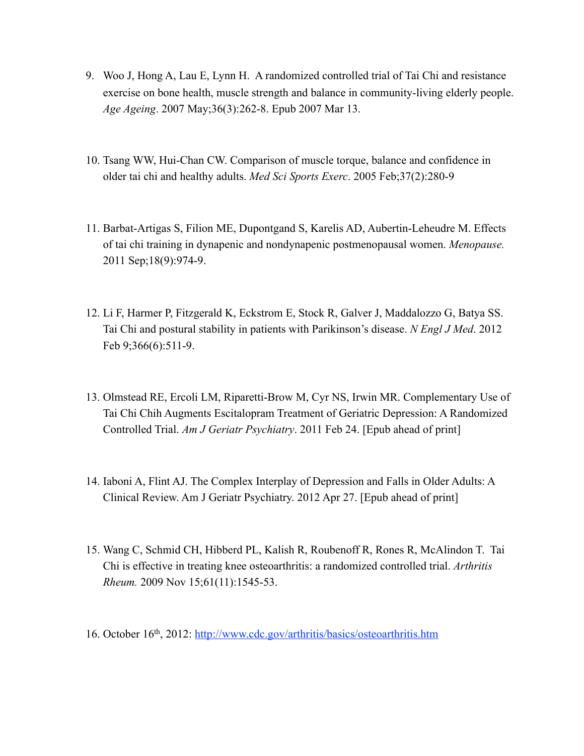9. Woo J, Hong A, Lau E, Lynn H. A randomized controlled trial of Tai Chi and resistance exercise on bone health, muscle strength and balance in community-living elderly people. *Age Ageing*. 2007 May;36(3):262-8. Epub 2007 Mar 13.

10. Tsang WW, Hui-Chan CW. Comparison of muscle torque, balance and confidence in older tai chi and healthy adults. *Med Sci Sports Exerc*. 2005 Feb;37(2):280-9

11. Barbat-Artigas S, Filion ME, Dupontgand S, Karelis AD, Aubertin-Leheudre M. Effects of tai chi training in dynapenic and nondynapenic postmenopausal women. *Menopause.* 2011 Sep;18(9):974-9.

12. Li F, Harmer P, Fitzgerald K, Eckstrom E, Stock R, Galver J, Maddalozzo G, Batya SS. Tai Chi and postural stability in patients with Parikinson's disease. *N Engl J Med*. 2012 Feb 9;366(6):511-9.

13. Olmstead RE, Ercoli LM, Riparetti-Brow M, Cyr NS, Irwin MR. Complementary Use of Tai Chi Chih Augments Escitalopram Treatment of Geriatric Depression: A Randomized Controlled Trial. *Am J Geriatr Psychiatry*. 2011 Feb 24. [Epub ahead of print]

14. Iaboni A, Flint AJ. The Complex Interplay of Depression and Falls in Older Adults: A Clinical Review. Am J Geriatr Psychiatry. 2012 Apr 27. [Epub ahead of print]

15. Wang C, Schmid CH, Hibberd PL, Kalish R, Roubenoff R, Rones R, McAlindon T. Tai Chi is effective in treating knee osteoarthritis: a randomized controlled trial. *Arthritis Rheum.* 2009 Nov 15;61(11):1545-53.

16. October 16th, 2012: [http://www.cdc.gov/arthritis/basics/osteoarthritis.htm](http://www.cdc.gov/arthritis/basics/osteoarthritis.htm)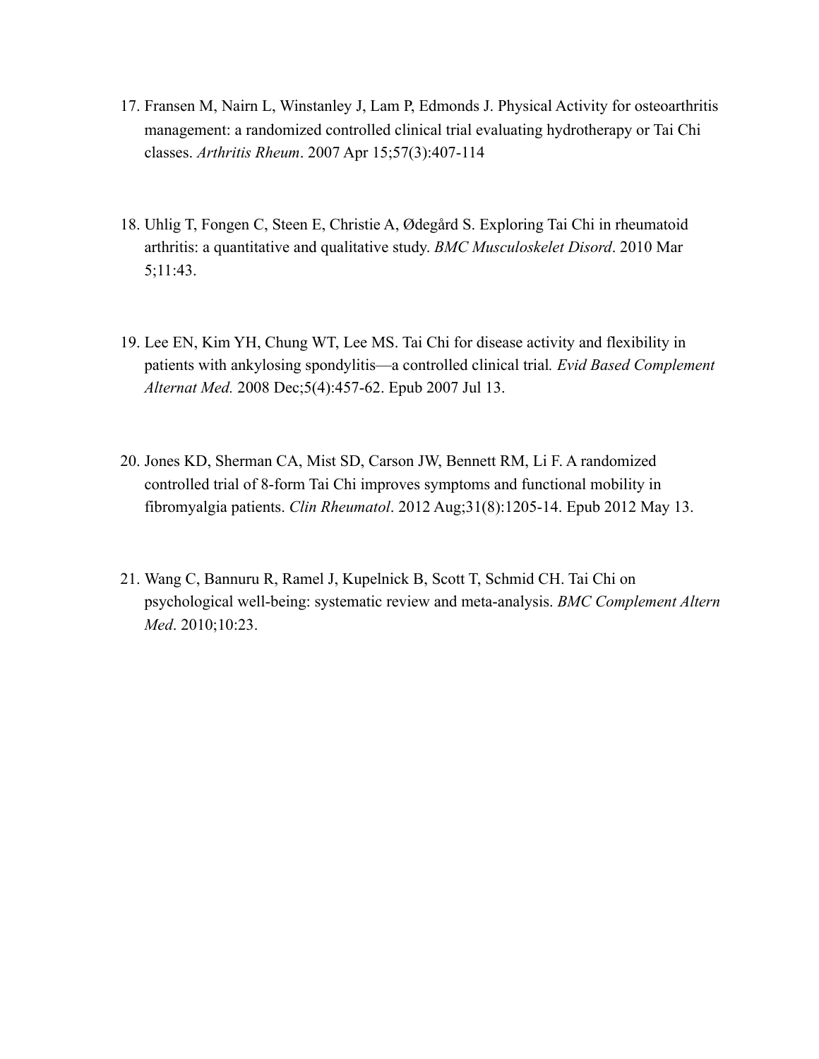17. Fransen M, Nairn L, Winstanley J, Lam P, Edmonds J. Physical Activity for osteoarthritis management: a randomized controlled clinical trial evaluating hydrotherapy or Tai Chi classes. *Arthritis Rheum*. 2007 Apr 15;57(3):407-114

18. Uhlig T, Fongen C, Steen E, Christie A, Ødegård S. Exploring Tai Chi in rheumatoid arthritis: a quantitative and qualitative study. *BMC Musculoskelet Disord*. 2010 Mar 5;11:43.

19. Lee EN, Kim YH, Chung WT, Lee MS. Tai Chi for disease activity and flexibility in patients with ankylosing spondylitis—a controlled clinical trial*. Evid Based Complement Alternat Med.* 2008 Dec;5(4):457-62. Epub 2007 Jul 13.

20. Jones KD, Sherman CA, Mist SD, Carson JW, Bennett RM, Li F. A randomized controlled trial of 8-form Tai Chi improves symptoms and functional mobility in fibromyalgia patients. *Clin Rheumatol*. 2012 Aug;31(8):1205-14. Epub 2012 May 13.

21. Wang C, Bannuru R, Ramel J, Kupelnick B, Scott T, Schmid CH. Tai Chi on psychological well-being: systematic review and meta-analysis. *BMC Complement Altern Med*. 2010;10:23.